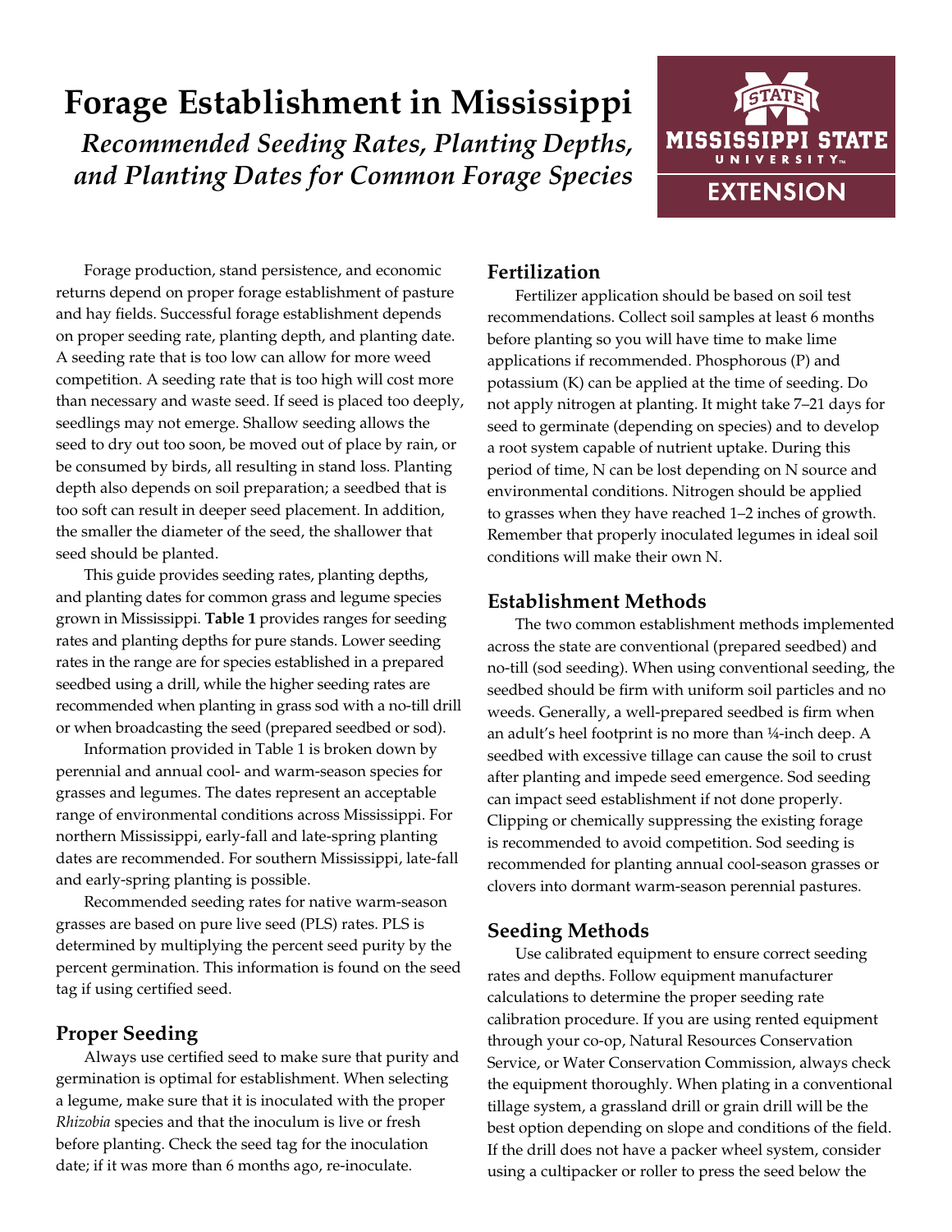# Forage Establishment in Mississippi

## *Recommended Seeding Rates, Planting Depths, and Planting Dates for Common Forage Species*

Forage production, stand persistence, and economic returns depend on proper forage establishment of pasture and hay fields. Successful forage establishment depends on proper seeding rate, planting depth, and planting date. A seeding rate that is too low can allow for more weed competition. A seeding rate that is too high will cost more than necessary and waste seed. If seed is placed too deeply, seedlings may not emerge. Shallow seeding allows the seed to dry out too soon, be moved out of place by rain, or be consumed by birds, all resulting in stand loss. Planting depth also depends on soil preparation; a seedbed that is too soft can result in deeper seed placement. In addition, the smaller the diameter of the seed, the shallower that seed should be planted.

This guide provides seeding rates, planting depths, and planting dates for common grass and legume species grown in Mississippi. **Table 1** provides ranges for seeding rates and planting depths for pure stands. Lower seeding rates in the range are for species established in a prepared seedbed using a drill, while the higher seeding rates are recommended when planting in grass sod with a no-till drill or when broadcasting the seed (prepared seedbed or sod).

Information provided in Table 1 is broken down by perennial and annual cool- and warm-season species for grasses and legumes. The dates represent an acceptable range of environmental conditions across Mississippi. For northern Mississippi, early-fall and late-spring planting dates are recommended. For southern Mississippi, late-fall and early-spring planting is possible.

Recommended seeding rates for native warm-season grasses are based on pure live seed (PLS) rates. PLS is determined by multiplying the percent seed purity by the percent germination. This information is found on the seed tag if using certified seed.

## Proper Seeding

Always use certified seed to make sure that purity and germination is optimal for establishment. When selecting a legume, make sure that it is inoculated with the proper *Rhizobia* species and that the inoculum is live or fresh before planting. Check the seed tag for the inoculation date; if it was more than 6 months ago, re-inoculate.

## Fertilization

Fertilizer application should be based on soil test recommendations. Collect soil samples at least 6 months before planting so you will have time to make lime applications if recommended. Phosphorous (P) and potassium (K) can be applied at the time of seeding. Do not apply nitrogen at planting. It might take 7–21 days for seed to germinate (depending on species) and to develop a root system capable of nutrient uptake. During this period of time, N can be lost depending on N source and environmental conditions. Nitrogen should be applied to grasses when they have reached 1–2 inches of growth. Remember that properly inoculated legumes in ideal soil conditions will make their own N.

## Establishment Methods

The two common establishment methods implemented across the state are conventional (prepared seedbed) and no-till (sod seeding). When using conventional seeding, the seedbed should be firm with uniform soil particles and no weeds. Generally, a well-prepared seedbed is firm when an adult's heel footprint is no more than ¼-inch deep. A seedbed with excessive tillage can cause the soil to crust after planting and impede seed emergence. Sod seeding can impact seed establishment if not done properly. Clipping or chemically suppressing the existing forage is recommended to avoid competition. Sod seeding is recommended for planting annual cool-season grasses or clovers into dormant warm-season perennial pastures.

## Seeding Methods

Use calibrated equipment to ensure correct seeding rates and depths. Follow equipment manufacturer calculations to determine the proper seeding rate calibration procedure. If you are using rented equipment through your co-op, Natural Resources Conservation Service, or Water Conservation Commission, always check the equipment thoroughly. When plating in a conventional tillage system, a grassland drill or grain drill will be the best option depending on slope and conditions of the field. If the drill does not have a packer wheel system, consider using a cultipacker or roller to press the seed below the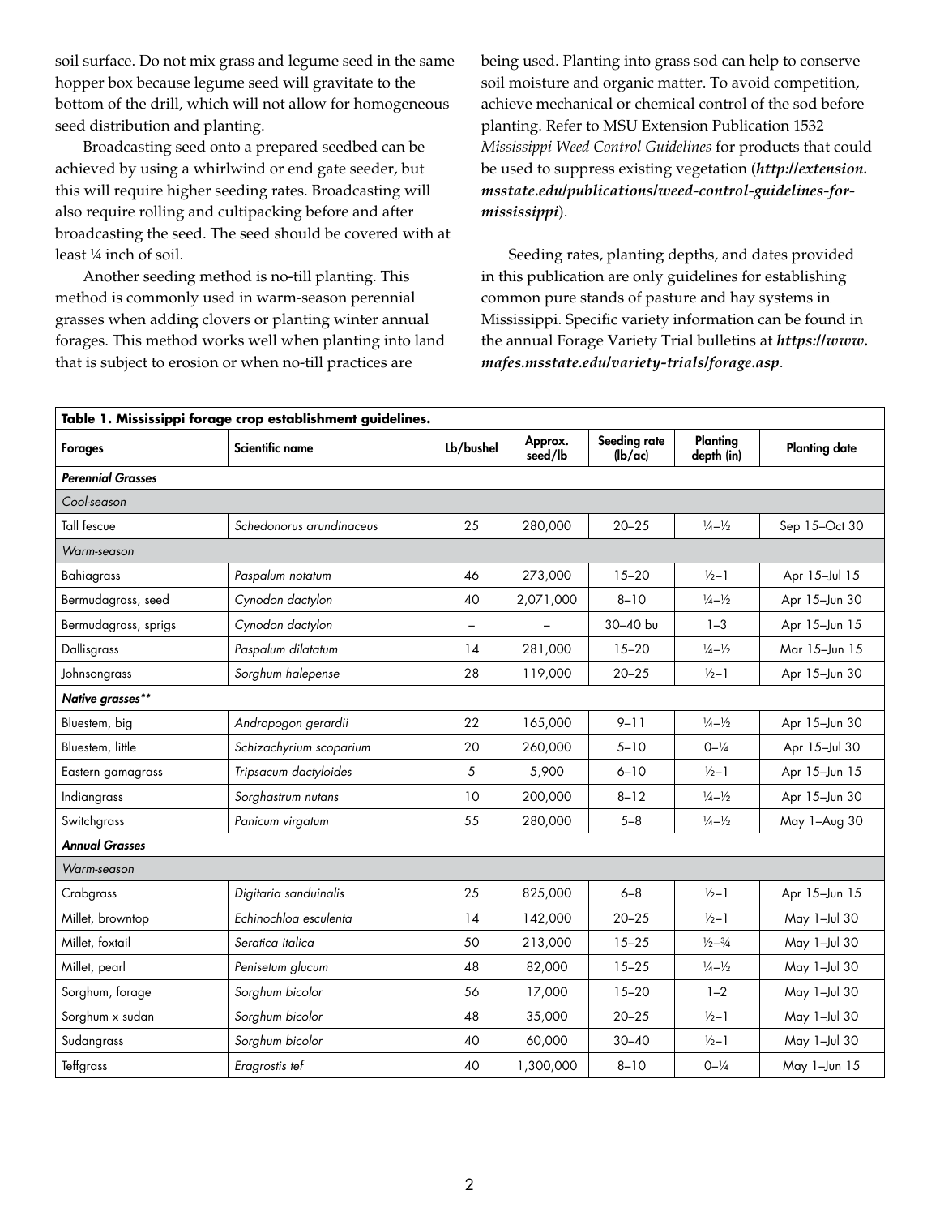soil surface. Do not mix grass and legume seed in the same hopper box because legume seed will gravitate to the bottom of the drill, which will not allow for homogeneous seed distribution and planting.

Broadcasting seed onto a prepared seedbed can be achieved by using a whirlwind or end gate seeder, but this will require higher seeding rates. Broadcasting will also require rolling and cultipacking before and after broadcasting the seed. The seed should be covered with at least ¼ inch of soil.

Another seeding method is no-till planting. This method is commonly used in warm-season perennial grasses when adding clovers or planting winter annual forages. This method works well when planting into land that is subject to erosion or when no-till practices are being used. Planting into grass sod can help to conserve soil moisture and organic matter. To avoid competition, achieve mechanical or chemical control of the sod before planting. Refer to MSU Extension Publication 1532 *Mississippi Weed Control Guidelines* for products that could be used to suppress existing vegetation (***http://extension.msstate.edu/publications/weed-control-guidelines-for-mississippi***).

Seeding rates, planting depths, and dates provided in this publication are only guidelines for establishing common pure stands of pasture and hay systems in Mississippi. Specific variety information can be found in the annual Forage Variety Trial bulletins at ***https://www.mafes.msstate.edu/variety-trials/forage.asp***.

**Table 1. Mississippi forage crop establishment guidelines.**

| Forages | Scientific name | Lb/bushel | Approx. seed/lb | Seeding rate (lb/ac) | Planting depth (in) | Planting date |
|---|---|---|---|---|---|---|
| ***Perennial Grasses*** | | | | | | |
| *Cool-season* | | | | | | |
| Tall fescue | *Schedonorus arundinaceus* | 25 | 280,000 | 20–25 | ¼–½ | Sep 15–Oct 30 |
| *Warm-season* | | | | | | |
| Bahiagrass | *Paspalum notatum* | 46 | 273,000 | 15–20 | ½–1 | Apr 15–Jul 15 |
| Bermudagrass, seed | *Cynodon dactylon* | 40 | 2,071,000 | 8–10 | ¼–½ | Apr 15–Jun 30 |
| Bermudagrass, sprigs | *Cynodon dactylon* | – | – | 30–40 bu | 1–3 | Apr 15–Jun 15 |
| Dallisgrass | *Paspalum dilatatum* | 14 | 281,000 | 15–20 | ¼–½ | Mar 15–Jun 15 |
| Johnsongrass | *Sorghum halepense* | 28 | 119,000 | 20–25 | ½–1 | Apr 15–Jun 30 |
| ***Native grasses\*\**** | | | | | | |
| Bluestem, big | *Andropogon gerardii* | 22 | 165,000 | 9–11 | ¼–½ | Apr 15–Jun 30 |
| Bluestem, little | *Schizachyrium scoparium* | 20 | 260,000 | 5–10 | 0–¼ | Apr 15–Jul 30 |
| Eastern gamagrass | *Tripsacum dactyloides* | 5 | 5,900 | 6–10 | ½–1 | Apr 15–Jun 15 |
| Indiangrass | *Sorghastrum nutans* | 10 | 200,000 | 8–12 | ¼–½ | Apr 15–Jun 30 |
| Switchgrass | *Panicum virgatum* | 55 | 280,000 | 5–8 | ¼–½ | May 1–Aug 30 |
| ***Annual Grasses*** | | | | | | |
| *Warm-season* | | | | | | |
| Crabgrass | *Digitaria sanduinalis* | 25 | 825,000 | 6–8 | ½–1 | Apr 15–Jun 15 |
| Millet, browntop | *Echinochloa esculenta* | 14 | 142,000 | 20–25 | ½–1 | May 1–Jul 30 |
| Millet, foxtail | *Seratica italica* | 50 | 213,000 | 15–25 | ½–¾ | May 1–Jul 30 |
| Millet, pearl | *Penisetum glucum* | 48 | 82,000 | 15–25 | ¼–½ | May 1–Jul 30 |
| Sorghum, forage | *Sorghum bicolor* | 56 | 17,000 | 15–20 | 1–2 | May 1–Jul 30 |
| Sorghum x sudan | *Sorghum bicolor* | 48 | 35,000 | 20–25 | ½–1 | May 1–Jul 30 |
| Sudangrass | *Sorghum bicolor* | 40 | 60,000 | 30–40 | ½–1 | May 1–Jul 30 |
| Teffgrass | *Eragrostis tef* | 40 | 1,300,000 | 8–10 | 0–¼ | May 1–Jun 15 |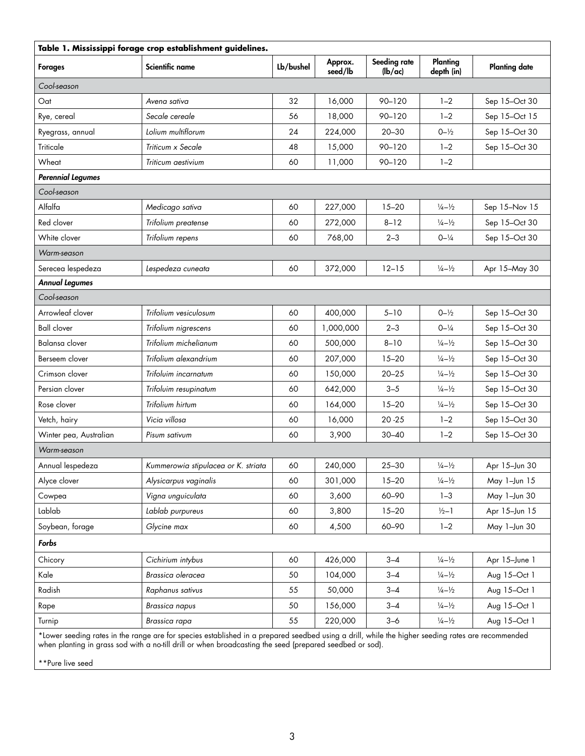| **Table 1. Mississippi forage crop establishment guidelines.** | | | | | | |
|---|---|---|---|---|---|---|
| **Forages** | **Scientific name** | **Lb/bushel** | **Approx. seed/lb** | **Seeding rate (lb/ac)** | **Planting depth (in)** | **Planting date** |
| *Cool-season* | | | | | | |
| Oat | *Avena sativa* | 32 | 16,000 | 90–120 | 1–2 | Sep 15–Oct 30 |
| Rye, cereal | *Secale cereale* | 56 | 18,000 | 90–120 | 1–2 | Sep 15–Oct 15 |
| Ryegrass, annual | *Lolium multiflorum* | 24 | 224,000 | 20–30 | 0–½ | Sep 15–Oct 30 |
| Triticale | *Triticum x Secale* | 48 | 15,000 | 90–120 | 1–2 | Sep 15–Oct 30 |
| Wheat | *Triticum aestivium* | 60 | 11,000 | 90–120 | 1–2 | |
| ***Perennial Legumes*** | | | | | | |
| *Cool-season* | | | | | | |
| Alfalfa | *Medicago sativa* | 60 | 227,000 | 15–20 | ¼–½ | Sep 15–Nov 15 |
| Red clover | *Trifolium preatense* | 60 | 272,000 | 8–12 | ¼–½ | Sep 15–Oct 30 |
| White clover | *Trifolium repens* | 60 | 768,00 | 2–3 | 0–¼ | Sep 15–Oct 30 |
| *Warm-season* | | | | | | |
| Serecea lespedeza | *Lespedeza cuneata* | 60 | 372,000 | 12–15 | ¼–½ | Apr 15–May 30 |
| ***Annual Legumes*** | | | | | | |
| *Cool-season* | | | | | | |
| Arrowleaf clover | *Trifolium vesiculosum* | 60 | 400,000 | 5–10 | 0–½ | Sep 15–Oct 30 |
| Ball clover | *Trifolium nigrescens* | 60 | 1,000,000 | 2–3 | 0–¼ | Sep 15–Oct 30 |
| Balansa clover | *Trifolium michelianum* | 60 | 500,000 | 8–10 | ¼–½ | Sep 15–Oct 30 |
| Berseem clover | *Trifolium alexandrium* | 60 | 207,000 | 15–20 | ¼–½ | Sep 15–Oct 30 |
| Crimson clover | *Trifoluim incarnatum* | 60 | 150,000 | 20–25 | ¼–½ | Sep 15–Oct 30 |
| Persian clover | *Trifoluim resupinatum* | 60 | 642,000 | 3–5 | ¼–½ | Sep 15–Oct 30 |
| Rose clover | *Trifolium hirtum* | 60 | 164,000 | 15–20 | ¼–½ | Sep 15–Oct 30 |
| Vetch, hairy | *Vicia villosa* | 60 | 16,000 | 20 -25 | 1–2 | Sep 15–Oct 30 |
| Winter pea, Australian | *Pisum sativum* | 60 | 3,900 | 30–40 | 1–2 | Sep 15–Oct 30 |
| *Warm-season* | | | | | | |
| Annual lespedeza | *Kummerowia stipulacea or K. striata* | 60 | 240,000 | 25–30 | ¼–½ | Apr 15–Jun 30 |
| Alyce clover | *Alysicarpus vaginalis* | 60 | 301,000 | 15–20 | ¼–½ | May 1–Jun 15 |
| Cowpea | *Vigna unguiculata* | 60 | 3,600 | 60–90 | 1–3 | May 1–Jun 30 |
| Lablab | *Lablab purpureus* | 60 | 3,800 | 15–20 | ½–1 | Apr 15–Jun 15 |
| Soybean, forage | *Glycine max* | 60 | 4,500 | 60–90 | 1–2 | May 1–Jun 30 |
| ***Forbs*** | | | | | | |
| Chicory | *Cichirium intybus* | 60 | 426,000 | 3–4 | ¼–½ | Apr 15–June 1 |
| Kale | *Brassica oleracea* | 50 | 104,000 | 3–4 | ¼–½ | Aug 15–Oct 1 |
| Radish | *Raphanus sativus* | 55 | 50,000 | 3–4 | ¼–½ | Aug 15–Oct 1 |
| Rape | *Brassica napus* | 50 | 156,000 | 3–4 | ¼–½ | Aug 15–Oct 1 |
| Turnip | *Brassica rapa* | 55 | 220,000 | 3–6 | ¼–½ | Aug 15–Oct 1 |

*Lower seeding rates in the range are for species established in a prepared seedbed using a drill, while the higher seeding rates are recommended when planting in grass sod with a no-till drill or when broadcasting the seed (prepared seedbed or sod).

**Pure live seed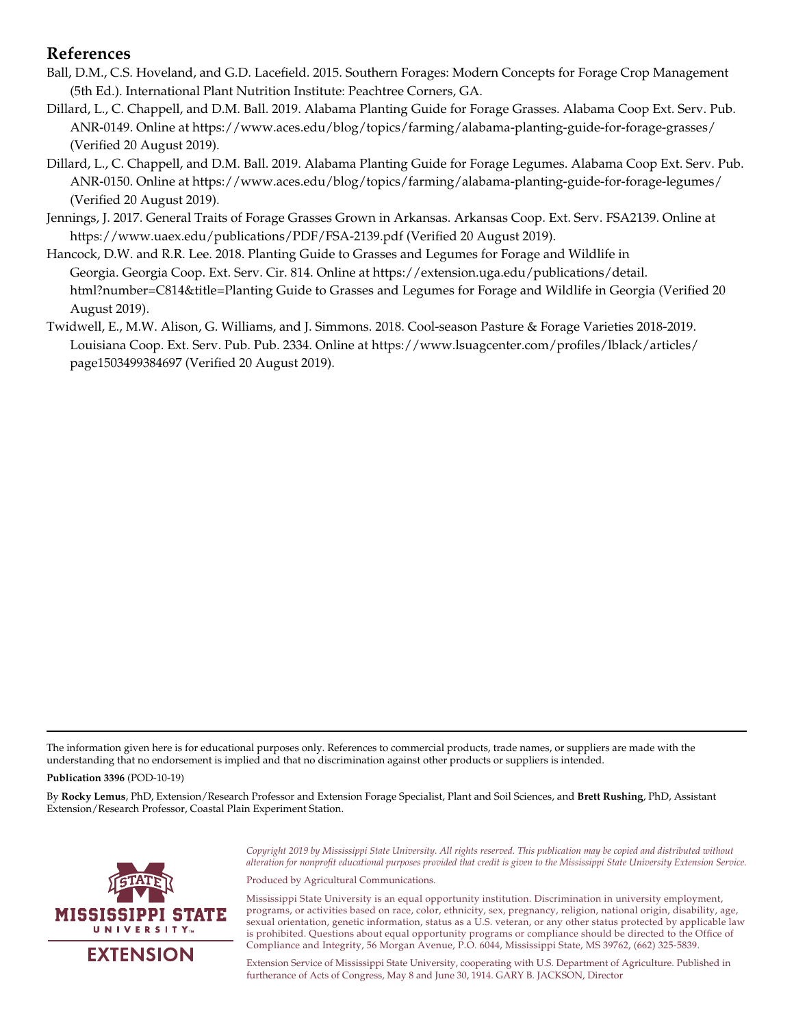## References

Ball, D.M., C.S. Hoveland, and G.D. Lacefield. 2015. Southern Forages: Modern Concepts for Forage Crop Management (5th Ed.). International Plant Nutrition Institute: Peachtree Corners, GA.

Dillard, L., C. Chappell, and D.M. Ball. 2019. Alabama Planting Guide for Forage Grasses. Alabama Coop Ext. Serv. Pub. ANR-0149. Online at https://www.aces.edu/blog/topics/farming/alabama-planting-guide-for-forage-grasses/ (Verified 20 August 2019).

Dillard, L., C. Chappell, and D.M. Ball. 2019. Alabama Planting Guide for Forage Legumes. Alabama Coop Ext. Serv. Pub. ANR-0150. Online at https://www.aces.edu/blog/topics/farming/alabama-planting-guide-for-forage-legumes/ (Verified 20 August 2019).

Jennings, J. 2017. General Traits of Forage Grasses Grown in Arkansas. Arkansas Coop. Ext. Serv. FSA2139. Online at https://www.uaex.edu/publications/PDF/FSA-2139.pdf (Verified 20 August 2019).

Hancock, D.W. and R.R. Lee. 2018. Planting Guide to Grasses and Legumes for Forage and Wildlife in Georgia. Georgia Coop. Ext. Serv. Cir. 814. Online at https://extension.uga.edu/publications/detail.html?number=C814&title=Planting Guide to Grasses and Legumes for Forage and Wildlife in Georgia (Verified 20 August 2019).

Twidwell, E., M.W. Alison, G. Williams, and J. Simmons. 2018. Cool-season Pasture & Forage Varieties 2018-2019. Louisiana Coop. Ext. Serv. Pub. Pub. 2334. Online at https://www.lsuagcenter.com/profiles/lblack/articles/page1503499384697 (Verified 20 August 2019).

---

The information given here is for educational purposes only. References to commercial products, trade names, or suppliers are made with the understanding that no endorsement is implied and that no discrimination against other products or suppliers is intended.

**Publication 3396** (POD-10-19)

By **Rocky Lemus**, PhD, Extension/Research Professor and Extension Forage Specialist, Plant and Soil Sciences, and **Brett Rushing**, PhD, Assistant Extension/Research Professor, Coastal Plain Experiment Station.

MISSISSIPPI STATE UNIVERSITY EXTENSION

*Copyright 2019 by Mississippi State University. All rights reserved. This publication may be copied and distributed without alteration for nonprofit educational purposes provided that credit is given to the Mississippi State University Extension Service.*

Produced by Agricultural Communications.

Mississippi State University is an equal opportunity institution. Discrimination in university employment, programs, or activities based on race, color, ethnicity, sex, pregnancy, religion, national origin, disability, age, sexual orientation, genetic information, status as a U.S. veteran, or any other status protected by applicable law is prohibited. Questions about equal opportunity programs or compliance should be directed to the Office of Compliance and Integrity, 56 Morgan Avenue, P.O. 6044, Mississippi State, MS 39762, (662) 325-5839.

Extension Service of Mississippi State University, cooperating with U.S. Department of Agriculture. Published in furtherance of Acts of Congress, May 8 and June 30, 1914. GARY B. JACKSON, Director